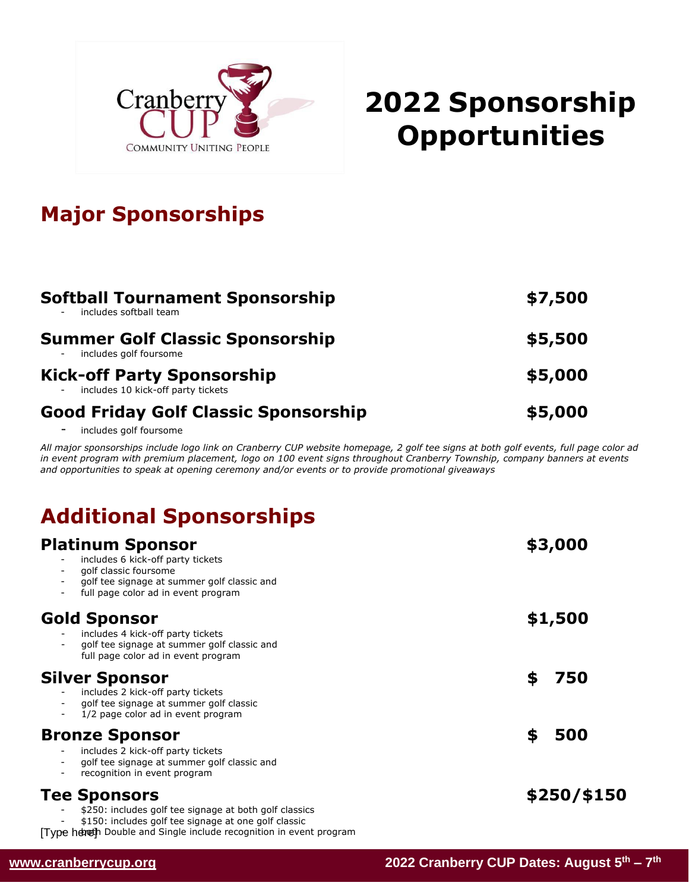Cranberry CUP
COMMUNITY UNITING PEOPLE

# 2022 Sponsorship Opportunities

## Major Sponsorships

**Softball Tournament Sponsorship** **$7,500**
- includes softball team

**Summer Golf Classic Sponsorship** **$5,500**
- includes golf foursome

**Kick-off Party Sponsorship** **$5,000**
- includes 10 kick-off party tickets

**Good Friday Golf Classic Sponsorship** **$5,000**
- includes golf foursome

*All major sponsorships include logo link on Cranberry CUP website homepage, 2 golf tee signs at both golf events, full page color ad in event program with premium placement, logo on 100 event signs throughout Cranberry Township, company banners at events and opportunities to speak at opening ceremony and/or events or to provide promotional giveaways*

## Additional Sponsorships

**Platinum Sponsor** **$3,000**
- includes 6 kick-off party tickets
- golf classic foursome
- golf tee signage at summer golf classic and
- full page color ad in event program

**Gold Sponsor** **$1,500**
- includes 4 kick-off party tickets
- golf tee signage at summer golf classic and full page color ad in event program

**Silver Sponsor** **$ 750**
- includes 2 kick-off party tickets
- golf tee signage at summer golf classic
- 1/2 page color ad in event program

**Bronze Sponsor** **$ 500**
- includes 2 kick-off party tickets
- golf tee signage at summer golf classic and
- recognition in event program

**Tee Sponsors** **$250/$150**
- $250: includes golf tee signage at both golf classics
- $150: includes golf tee signage at one golf classic

[Type here] Both Double and Single include recognition in event program

www.cranberrycup.org

2022 Cranberry CUP Dates: August 5th – 7th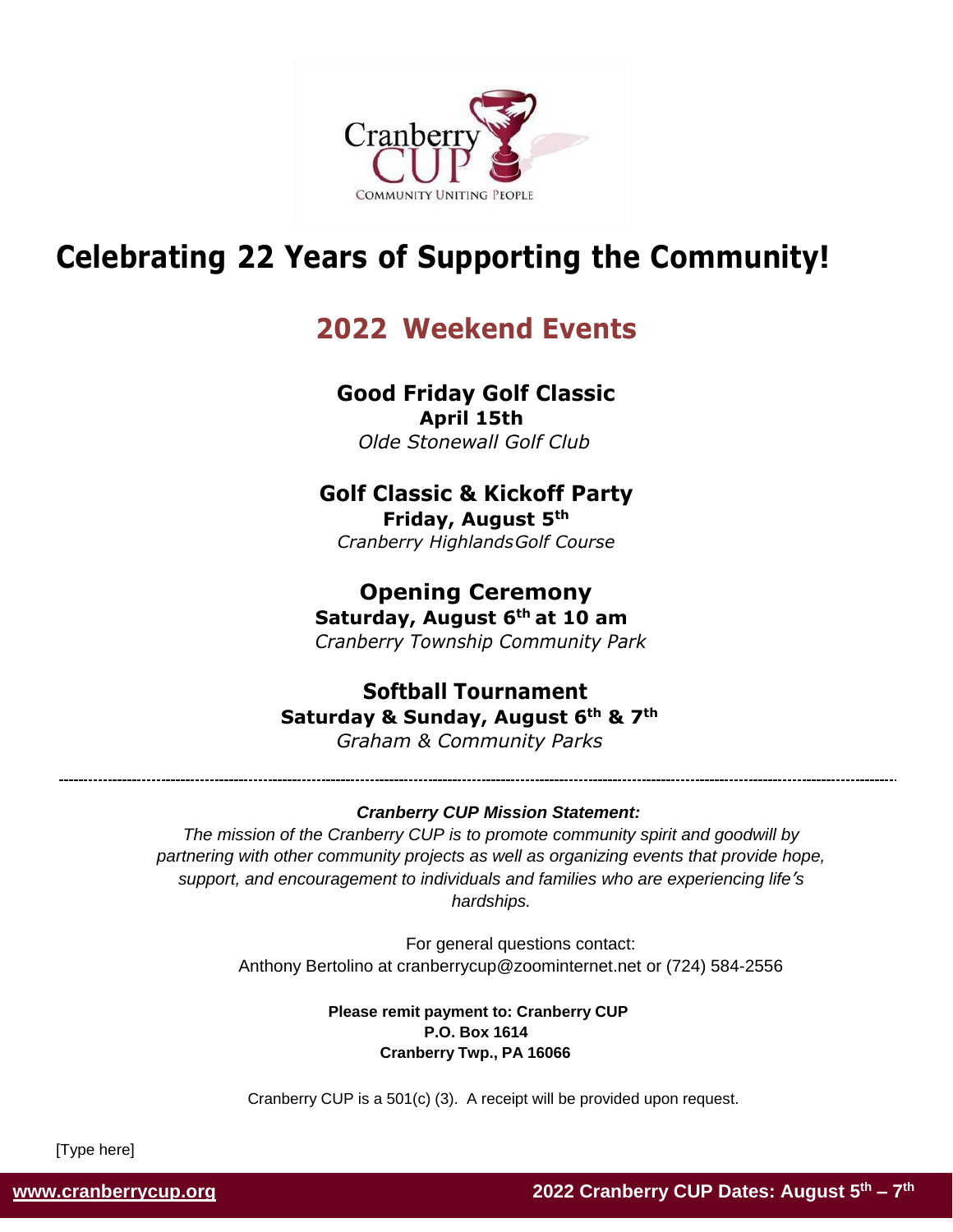Cranberry CUP

COMMUNITY UNITING PEOPLE

# Celebrating 22 Years of Supporting the Community!

## 2022 Weekend Events

### Good Friday Golf Classic

**April 15th**

*Olde Stonewall Golf Club*

### Golf Classic & Kickoff Party

**Friday, August 5th**

*Cranberry Highlands Golf Course*

### Opening Ceremony

**Saturday, August 6th at 10 am**

*Cranberry Township Community Park*

### Softball Tournament

**Saturday & Sunday, August 6th & 7th**

*Graham & Community Parks*

---

***Cranberry CUP Mission Statement:***

*The mission of the Cranberry CUP is to promote community spirit and goodwill by partnering with other community projects as well as organizing events that provide hope, support, and encouragement to individuals and families who are experiencing life's hardships.*

For general questions contact:
Anthony Bertolino at cranberrycup@zoominternet.net or (724) 584-2556

**Please remit payment to: Cranberry CUP**
**P.O. Box 1614**
**Cranberry Twp., PA 16066**

Cranberry CUP is a 501(c) (3). A receipt will be provided upon request.

[Type here]

**www.cranberrycup.org** **2022 Cranberry CUP Dates: August 5th – 7th**